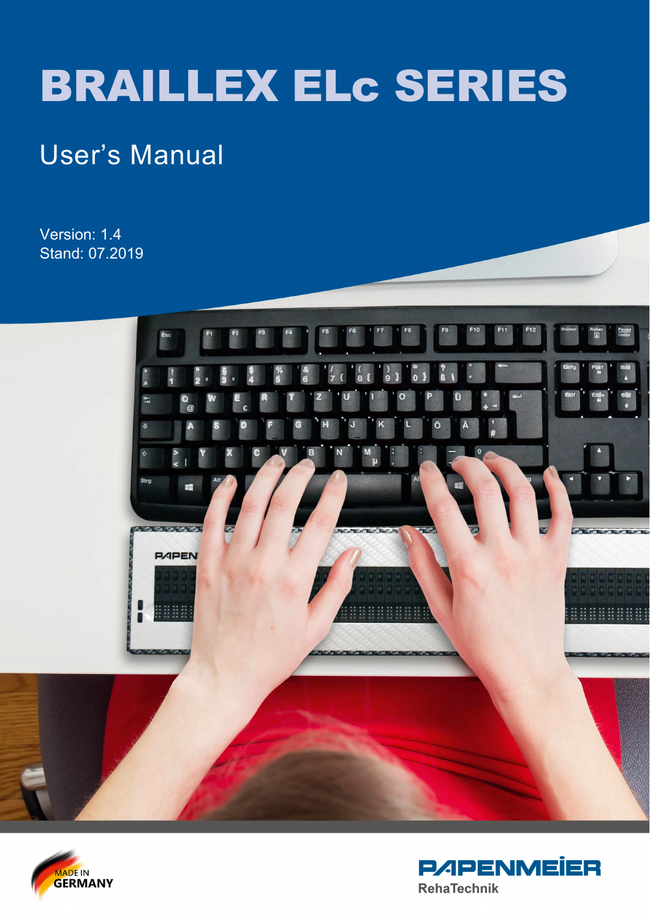# BRAILLEX ELc SERIES

## User's Manual

Version: 1.4
Stand: 07.2019

MADE IN GERMANY

PAPENMEIER
RehaTechnik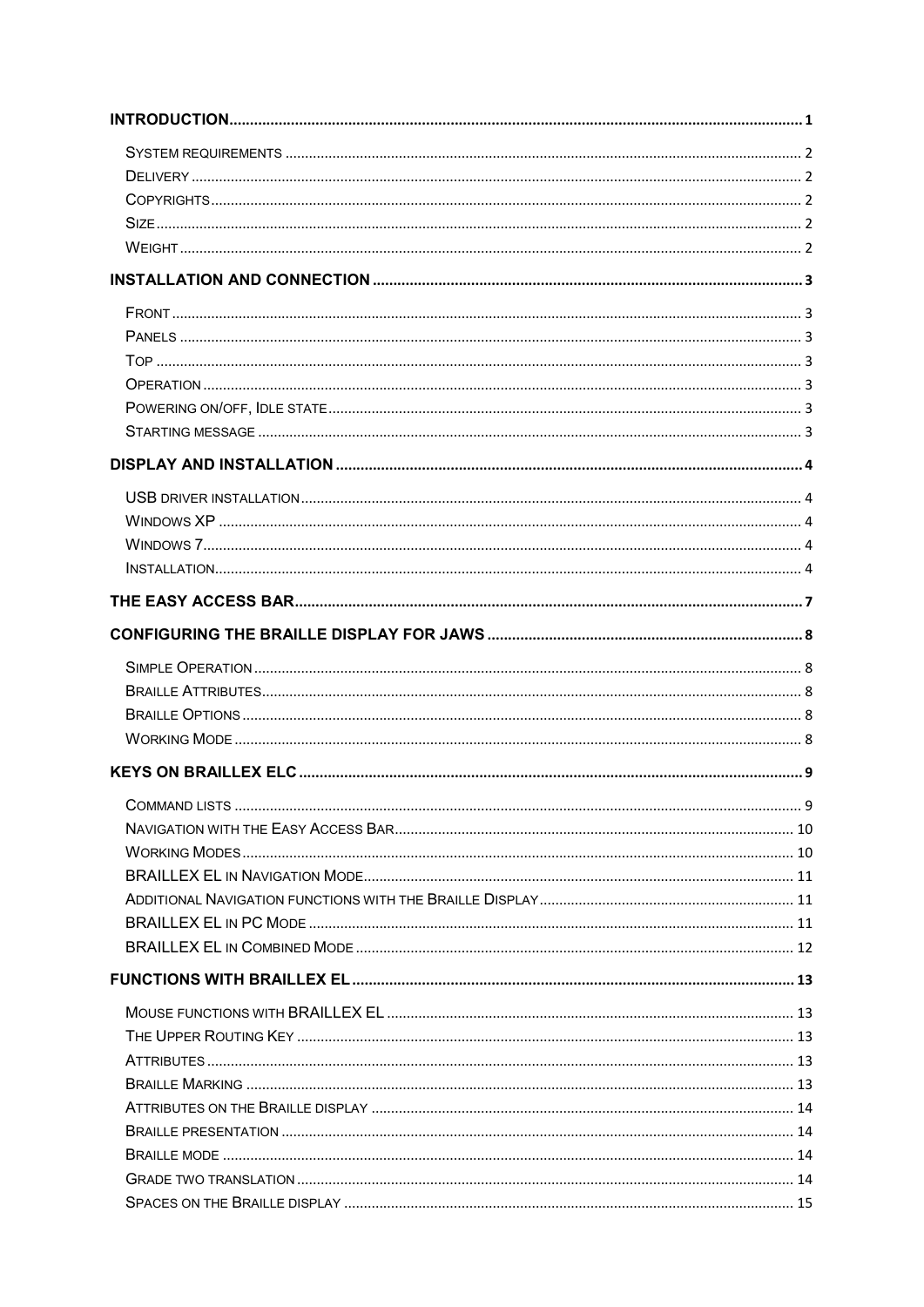INTRODUCTION ........ 1

- System requirements ........ 2
- Delivery ........ 2
- Copyrights ........ 2
- Size ........ 2
- Weight ........ 2

INSTALLATION AND CONNECTION ........ 3

- Front ........ 3
- Panels ........ 3
- Top ........ 3
- Operation ........ 3
- Powering on/off, Idle state ........ 3
- Starting message ........ 3

DISPLAY AND INSTALLATION ........ 4

- USB driver installation ........ 4
- Windows XP ........ 4
- Windows 7 ........ 4
- Installation ........ 4

THE EASY ACCESS BAR ........ 7

CONFIGURING THE BRAILLE DISPLAY FOR JAWS ........ 8

- Simple Operation ........ 8
- Braille Attributes ........ 8
- Braille Options ........ 8
- Working Mode ........ 8

KEYS ON BRAILLEX ELC ........ 9

- Command lists ........ 9
- Navigation with the Easy Access Bar ........ 10
- Working Modes ........ 10
- BRAILLEX EL in Navigation Mode ........ 11
- Additional Navigation functions with the Braille Display ........ 11
- BRAILLEX EL in PC Mode ........ 11
- BRAILLEX EL in Combined Mode ........ 12

FUNCTIONS WITH BRAILLEX EL ........ 13

- Mouse functions with BRAILLEX EL ........ 13
- The Upper Routing Key ........ 13
- Attributes ........ 13
- Braille Marking ........ 13
- Attributes on the Braille display ........ 14
- Braille presentation ........ 14
- Braille mode ........ 14
- Grade two translation ........ 14
- Spaces on the Braille display ........ 15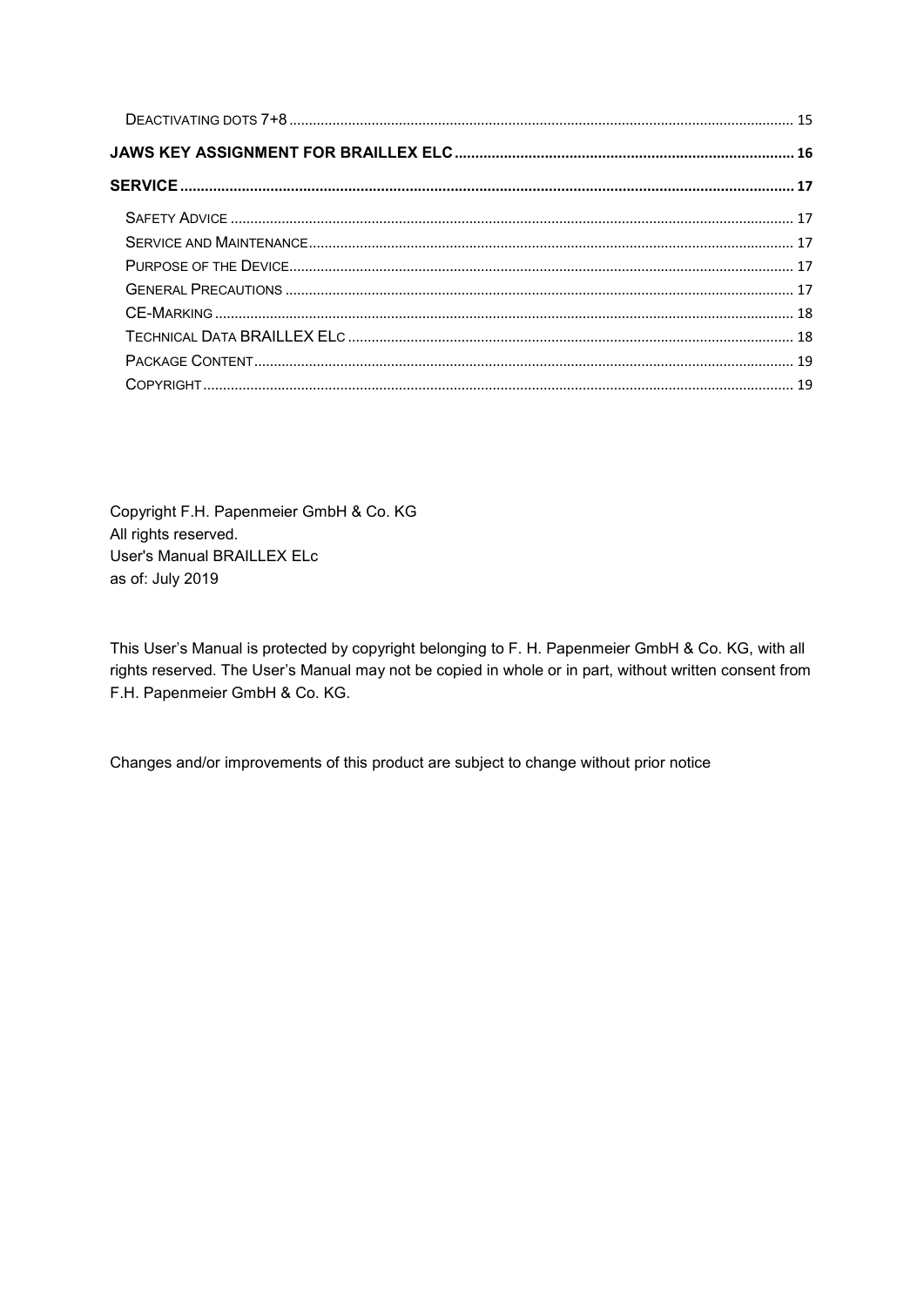Deactivating dots 7+8 ... 15

**JAWS Key Assignment for BRAILLEX ELc ... 16**

**Service ... 17**

Safety Advice ... 17
Service and Maintenance ... 17
Purpose of the Device ... 17
General Precautions ... 17
CE-Marking ... 18
Technical Data BRAILLEX ELc ... 18
Package Content ... 19
Copyright ... 19

Copyright F.H. Papenmeier GmbH & Co. KG
All rights reserved.
User's Manual BRAILLEX ELc
as of: July 2019

This User's Manual is protected by copyright belonging to F. H. Papenmeier GmbH & Co. KG, with all rights reserved. The User's Manual may not be copied in whole or in part, without written consent from F.H. Papenmeier GmbH & Co. KG.

Changes and/or improvements of this product are subject to change without prior notice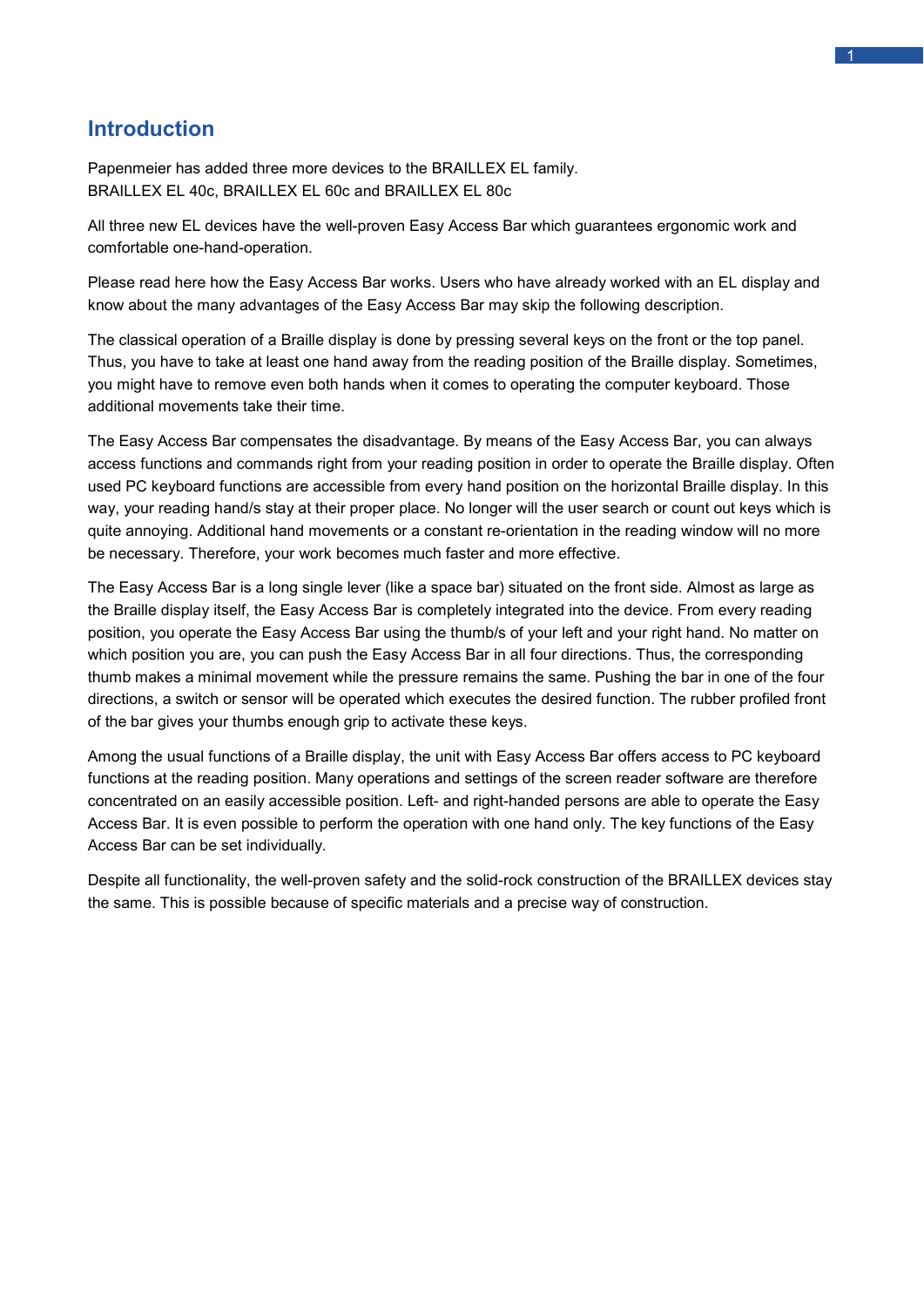# Introduction

Papenmeier has added three more devices to the BRAILLEX EL family.
BRAILLEX EL 40c, BRAILLEX EL 60c and BRAILLEX EL 80c

All three new EL devices have the well-proven Easy Access Bar which guarantees ergonomic work and comfortable one-hand-operation.

Please read here how the Easy Access Bar works. Users who have already worked with an EL display and know about the many advantages of the Easy Access Bar may skip the following description.

The classical operation of a Braille display is done by pressing several keys on the front or the top panel. Thus, you have to take at least one hand away from the reading position of the Braille display. Sometimes, you might have to remove even both hands when it comes to operating the computer keyboard. Those additional movements take their time.

The Easy Access Bar compensates the disadvantage. By means of the Easy Access Bar, you can always access functions and commands right from your reading position in order to operate the Braille display. Often used PC keyboard functions are accessible from every hand position on the horizontal Braille display. In this way, your reading hand/s stay at their proper place. No longer will the user search or count out keys which is quite annoying. Additional hand movements or a constant re-orientation in the reading window will no more be necessary. Therefore, your work becomes much faster and more effective.

The Easy Access Bar is a long single lever (like a space bar) situated on the front side. Almost as large as the Braille display itself, the Easy Access Bar is completely integrated into the device. From every reading position, you operate the Easy Access Bar using the thumb/s of your left and your right hand. No matter on which position you are, you can push the Easy Access Bar in all four directions. Thus, the corresponding thumb makes a minimal movement while the pressure remains the same. Pushing the bar in one of the four directions, a switch or sensor will be operated which executes the desired function. The rubber profiled front of the bar gives your thumbs enough grip to activate these keys.

Among the usual functions of a Braille display, the unit with Easy Access Bar offers access to PC keyboard functions at the reading position. Many operations and settings of the screen reader software are therefore concentrated on an easily accessible position. Left- and right-handed persons are able to operate the Easy Access Bar. It is even possible to perform the operation with one hand only. The key functions of the Easy Access Bar can be set individually.

Despite all functionality, the well-proven safety and the solid-rock construction of the BRAILLEX devices stay the same. This is possible because of specific materials and a precise way of construction.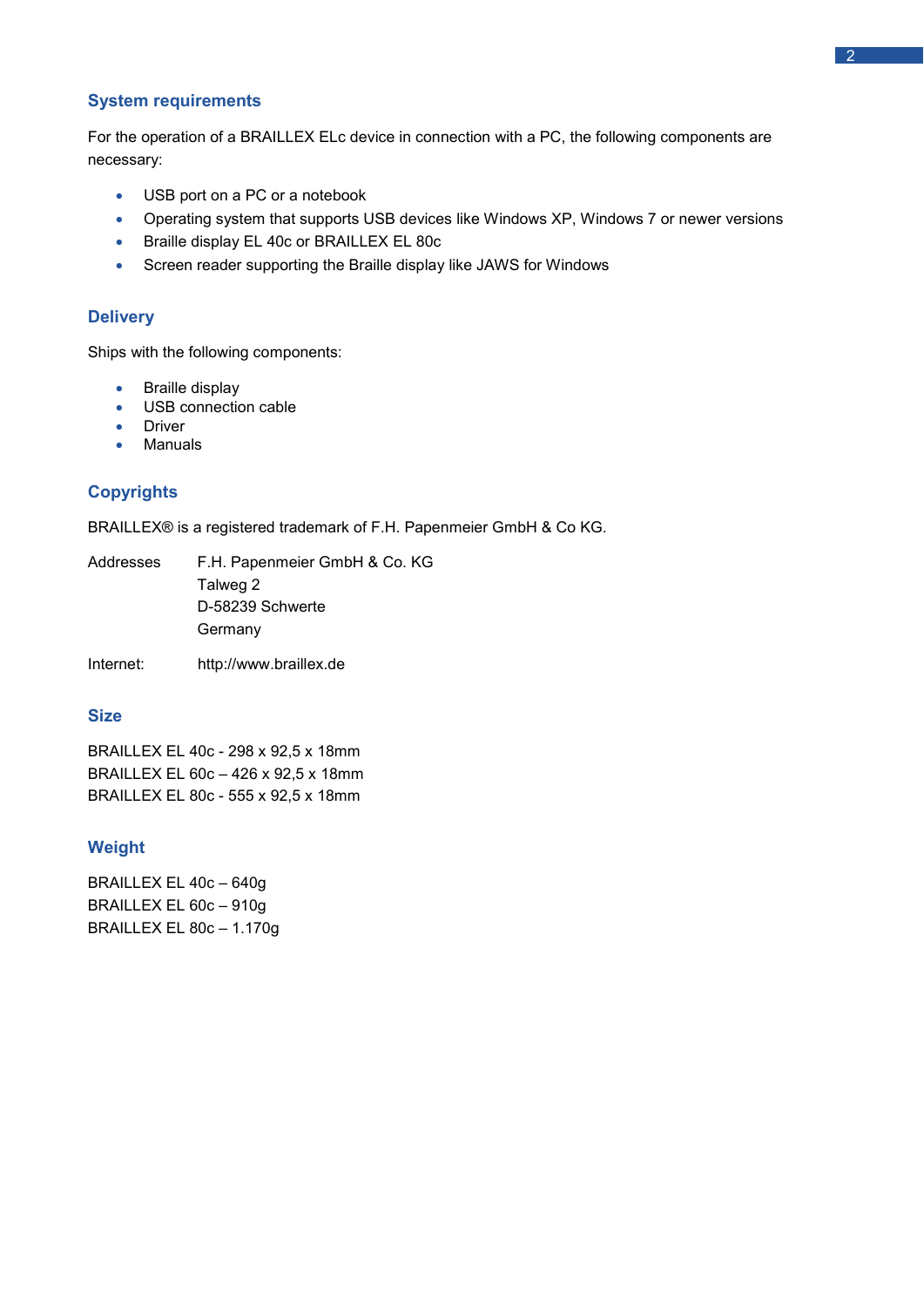## System requirements

For the operation of a BRAILLEX ELc device in connection with a PC, the following components are necessary:

- USB port on a PC or a notebook
- Operating system that supports USB devices like Windows XP, Windows 7 or newer versions
- Braille display EL 40c or BRAILLEX EL 80c
- Screen reader supporting the Braille display like JAWS for Windows

## Delivery

Ships with the following components:

- Braille display
- USB connection cable
- Driver
- Manuals

## Copyrights

BRAILLEX® is a registered trademark of F.H. Papenmeier GmbH & Co KG.

Addresses
F.H. Papenmeier GmbH & Co. KG
Talweg 2
D-58239 Schwerte
Germany

Internet: http://www.braillex.de

## Size

BRAILLEX EL 40c - 298 x 92,5 x 18mm
BRAILLEX EL 60c – 426 x 92,5 x 18mm
BRAILLEX EL 80c - 555 x 92,5 x 18mm

## Weight

BRAILLEX EL 40c – 640g
BRAILLEX EL 60c – 910g
BRAILLEX EL 80c – 1.170g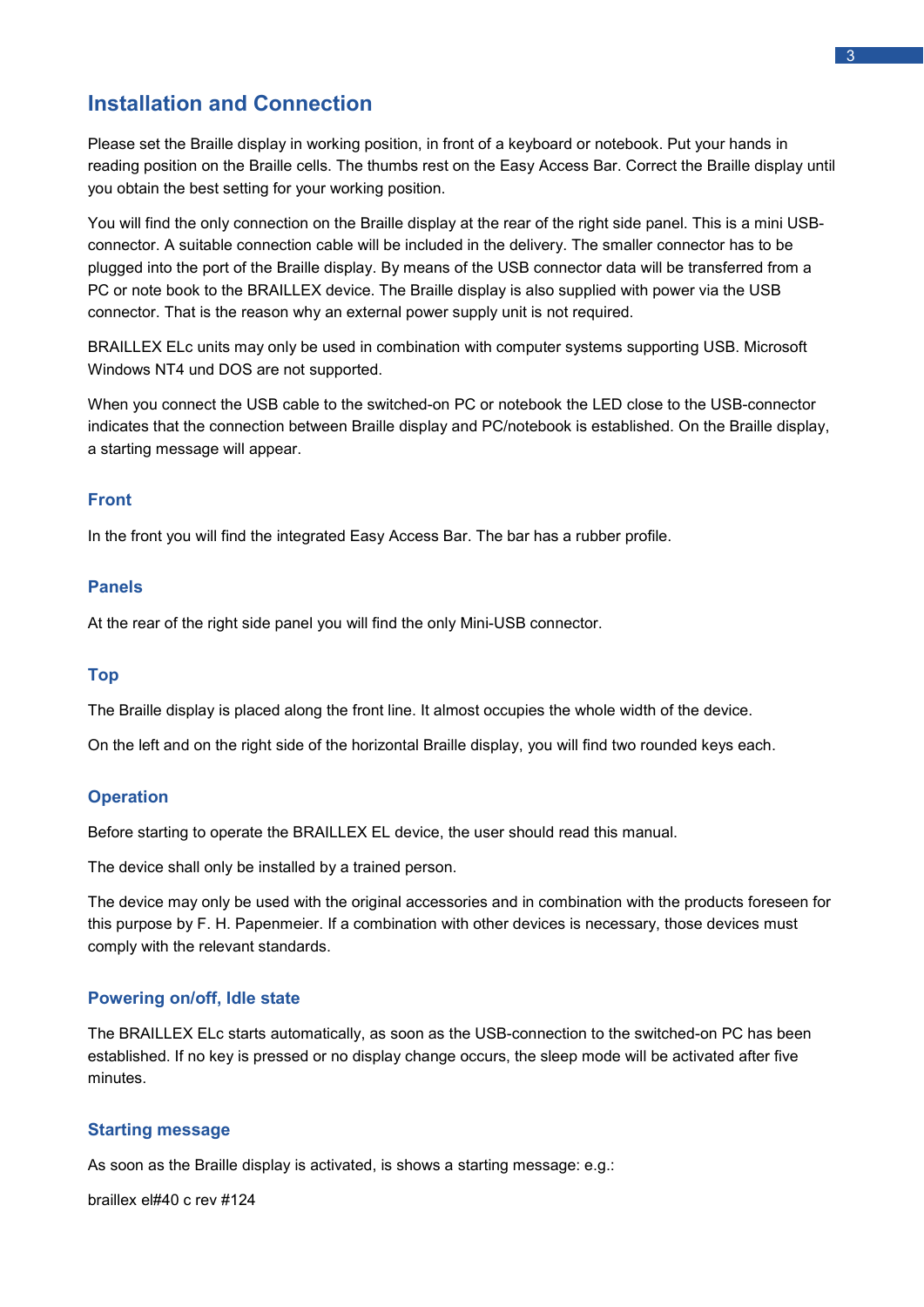## Installation and Connection

Please set the Braille display in working position, in front of a keyboard or notebook. Put your hands in reading position on the Braille cells. The thumbs rest on the Easy Access Bar. Correct the Braille display until you obtain the best setting for your working position.

You will find the only connection on the Braille display at the rear of the right side panel. This is a mini USB-connector. A suitable connection cable will be included in the delivery. The smaller connector has to be plugged into the port of the Braille display. By means of the USB connector data will be transferred from a PC or note book to the BRAILLEX device. The Braille display is also supplied with power via the USB connector. That is the reason why an external power supply unit is not required.

BRAILLEX ELc units may only be used in combination with computer systems supporting USB. Microsoft Windows NT4 und DOS are not supported.

When you connect the USB cable to the switched-on PC or notebook the LED close to the USB-connector indicates that the connection between Braille display and PC/notebook is established. On the Braille display, a starting message will appear.

### Front

In the front you will find the integrated Easy Access Bar. The bar has a rubber profile.

### Panels

At the rear of the right side panel you will find the only Mini-USB connector.

### Top

The Braille display is placed along the front line. It almost occupies the whole width of the device.

On the left and on the right side of the horizontal Braille display, you will find two rounded keys each.

### Operation

Before starting to operate the BRAILLEX EL device, the user should read this manual.

The device shall only be installed by a trained person.

The device may only be used with the original accessories and in combination with the products foreseen for this purpose by F. H. Papenmeier. If a combination with other devices is necessary, those devices must comply with the relevant standards.

### Powering on/off, Idle state

The BRAILLEX ELc starts automatically, as soon as the USB-connection to the switched-on PC has been established. If no key is pressed or no display change occurs, the sleep mode will be activated after five minutes.

### Starting message

As soon as the Braille display is activated, is shows a starting message: e.g.:

braillex el#40 c rev #124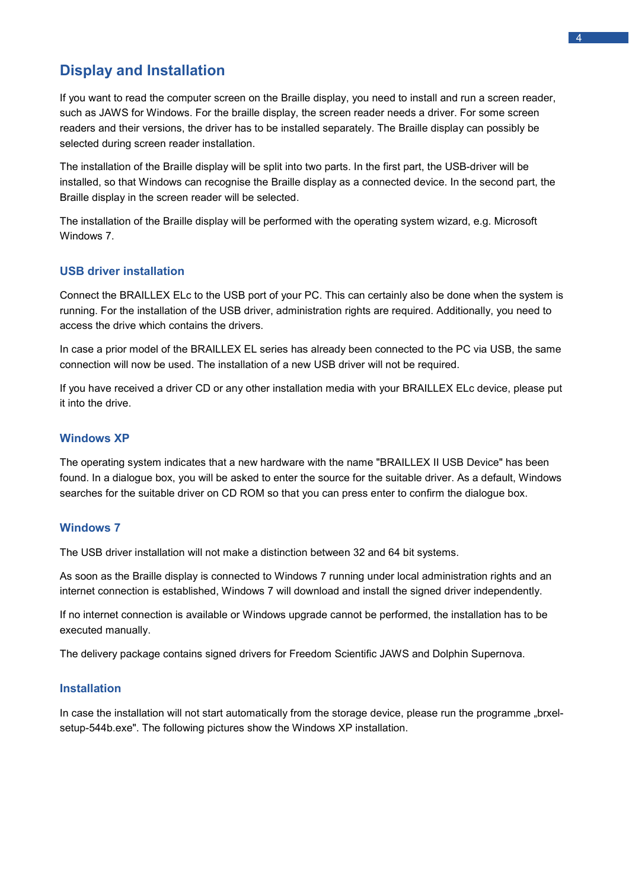## Display and Installation

If you want to read the computer screen on the Braille display, you need to install and run a screen reader, such as JAWS for Windows. For the braille display, the screen reader needs a driver. For some screen readers and their versions, the driver has to be installed separately. The Braille display can possibly be selected during screen reader installation.

The installation of the Braille display will be split into two parts. In the first part, the USB-driver will be installed, so that Windows can recognise the Braille display as a connected device. In the second part, the Braille display in the screen reader will be selected.

The installation of the Braille display will be performed with the operating system wizard, e.g. Microsoft Windows 7.

### USB driver installation

Connect the BRAILLEX ELc to the USB port of your PC. This can certainly also be done when the system is running. For the installation of the USB driver, administration rights are required. Additionally, you need to access the drive which contains the drivers.

In case a prior model of the BRAILLEX EL series has already been connected to the PC via USB, the same connection will now be used. The installation of a new USB driver will not be required.

If you have received a driver CD or any other installation media with your BRAILLEX ELc device, please put it into the drive.

### Windows XP

The operating system indicates that a new hardware with the name "BRAILLEX II USB Device" has been found. In a dialogue box, you will be asked to enter the source for the suitable driver. As a default, Windows searches for the suitable driver on CD ROM so that you can press enter to confirm the dialogue box.

### Windows 7

The USB driver installation will not make a distinction between 32 and 64 bit systems.

As soon as the Braille display is connected to Windows 7 running under local administration rights and an internet connection is established, Windows 7 will download and install the signed driver independently.

If no internet connection is available or Windows upgrade cannot be performed, the installation has to be executed manually.

The delivery package contains signed drivers for Freedom Scientific JAWS and Dolphin Supernova.

### Installation

In case the installation will not start automatically from the storage device, please run the programme „brxel-setup-544b.exe". The following pictures show the Windows XP installation.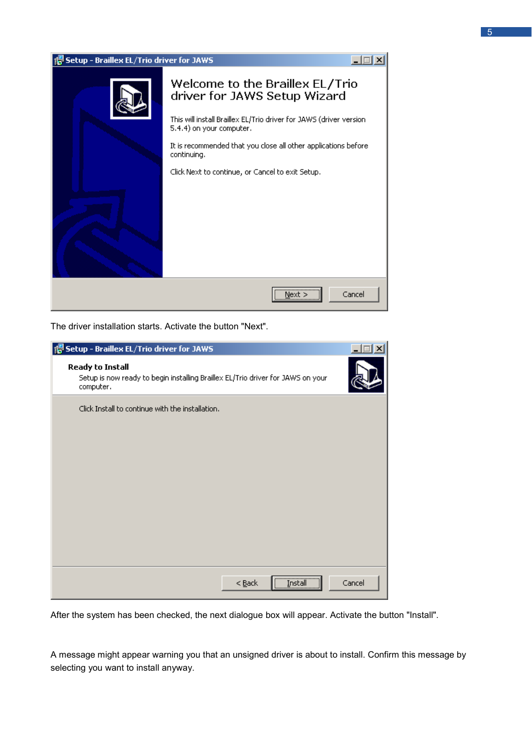The driver installation starts. Activate the button "Next".

After the system has been checked, the next dialogue box will appear. Activate the button "Install".

A message might appear warning you that an unsigned driver is about to install. Confirm this message by selecting you want to install anyway.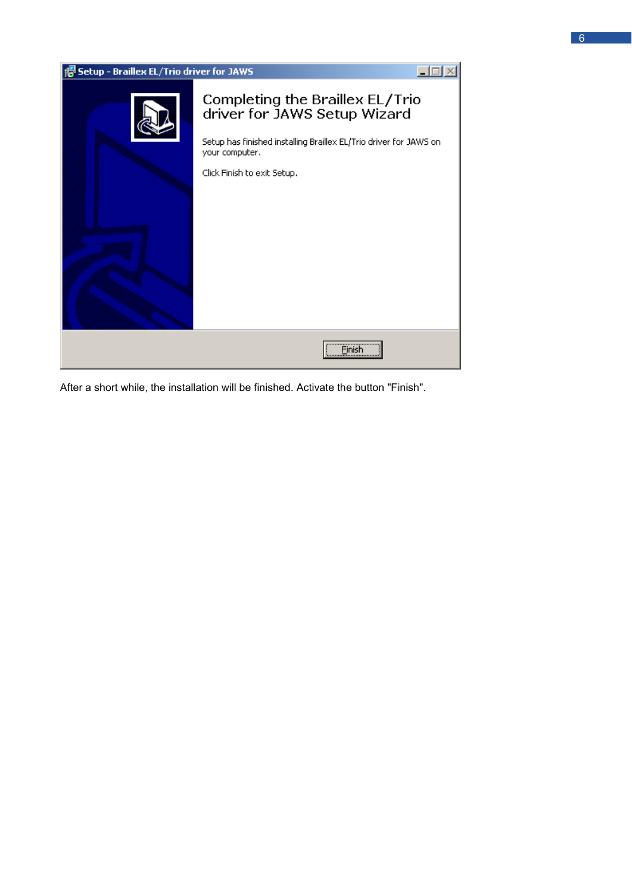After a short while, the installation will be finished. Activate the button "Finish".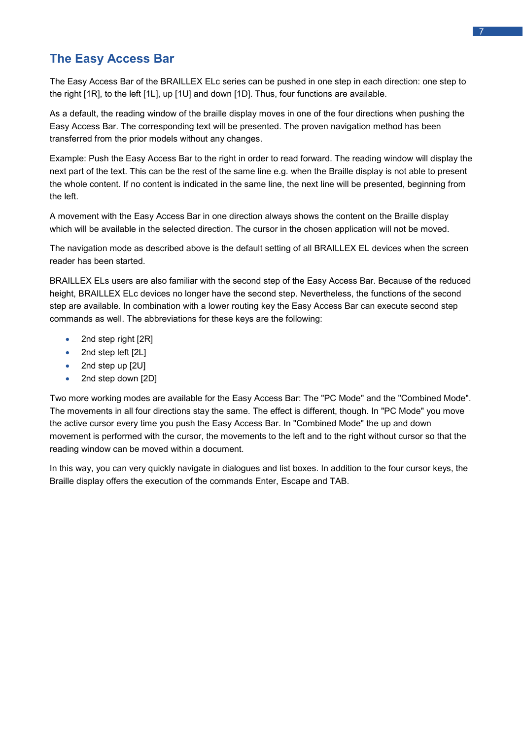## The Easy Access Bar

The Easy Access Bar of the BRAILLEX ELc series can be pushed in one step in each direction: one step to the right [1R], to the left [1L], up [1U] and down [1D]. Thus, four functions are available.

As a default, the reading window of the braille display moves in one of the four directions when pushing the Easy Access Bar. The corresponding text will be presented. The proven navigation method has been transferred from the prior models without any changes.

Example: Push the Easy Access Bar to the right in order to read forward. The reading window will display the next part of the text. This can be the rest of the same line e.g. when the Braille display is not able to present the whole content. If no content is indicated in the same line, the next line will be presented, beginning from the left.

A movement with the Easy Access Bar in one direction always shows the content on the Braille display which will be available in the selected direction. The cursor in the chosen application will not be moved.

The navigation mode as described above is the default setting of all BRAILLEX EL devices when the screen reader has been started.

BRAILLEX ELs users are also familiar with the second step of the Easy Access Bar. Because of the reduced height, BRAILLEX ELc devices no longer have the second step. Nevertheless, the functions of the second step are available. In combination with a lower routing key the Easy Access Bar can execute second step commands as well. The abbreviations for these keys are the following:

- 2nd step right [2R]
- 2nd step left [2L]
- 2nd step up [2U]
- 2nd step down [2D]

Two more working modes are available for the Easy Access Bar: The "PC Mode" and the "Combined Mode". The movements in all four directions stay the same. The effect is different, though. In "PC Mode" you move the active cursor every time you push the Easy Access Bar. In "Combined Mode" the up and down movement is performed with the cursor, the movements to the left and to the right without cursor so that the reading window can be moved within a document.

In this way, you can very quickly navigate in dialogues and list boxes. In addition to the four cursor keys, the Braille display offers the execution of the commands Enter, Escape and TAB.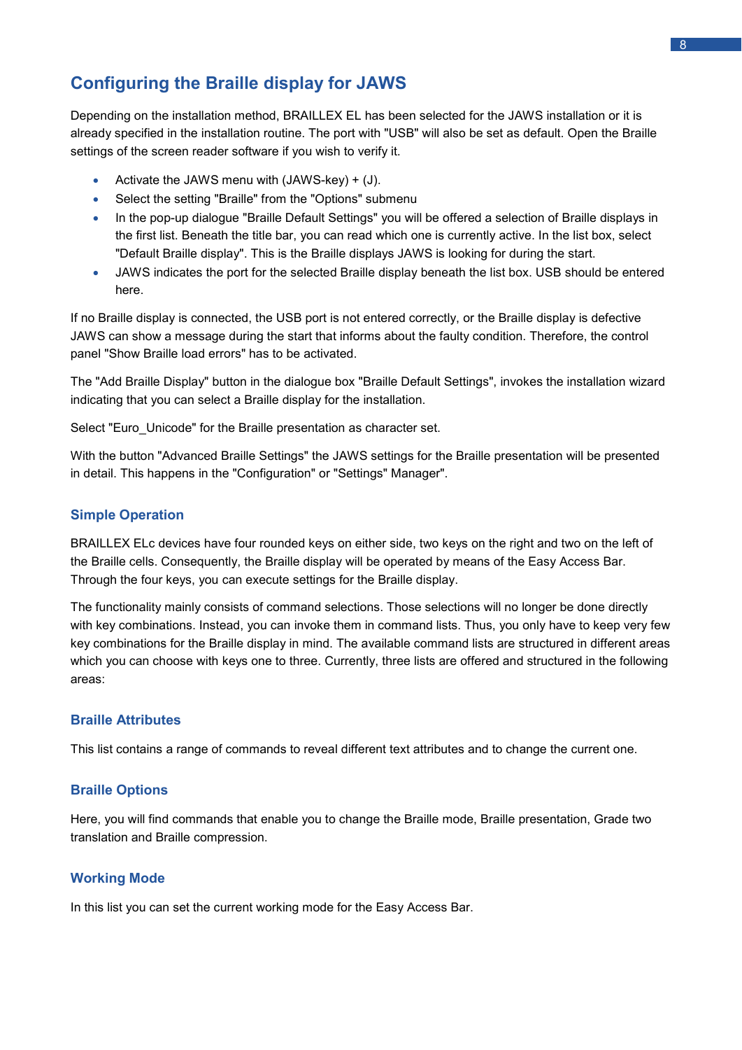## Configuring the Braille display for JAWS

Depending on the installation method, BRAILLEX EL has been selected for the JAWS installation or it is already specified in the installation routine. The port with "USB" will also be set as default. Open the Braille settings of the screen reader software if you wish to verify it.

- Activate the JAWS menu with (JAWS-key) + (J).
- Select the setting "Braille" from the "Options" submenu
- In the pop-up dialogue "Braille Default Settings" you will be offered a selection of Braille displays in the first list. Beneath the title bar, you can read which one is currently active. In the list box, select "Default Braille display". This is the Braille displays JAWS is looking for during the start.
- JAWS indicates the port for the selected Braille display beneath the list box. USB should be entered here.

If no Braille display is connected, the USB port is not entered correctly, or the Braille display is defective JAWS can show a message during the start that informs about the faulty condition. Therefore, the control panel "Show Braille load errors" has to be activated.

The "Add Braille Display" button in the dialogue box "Braille Default Settings", invokes the installation wizard indicating that you can select a Braille display for the installation.

Select "Euro_Unicode" for the Braille presentation as character set.

With the button "Advanced Braille Settings" the JAWS settings for the Braille presentation will be presented in detail. This happens in the "Configuration" or "Settings" Manager".

### Simple Operation

BRAILLEX ELc devices have four rounded keys on either side, two keys on the right and two on the left of the Braille cells. Consequently, the Braille display will be operated by means of the Easy Access Bar. Through the four keys, you can execute settings for the Braille display.

The functionality mainly consists of command selections. Those selections will no longer be done directly with key combinations. Instead, you can invoke them in command lists. Thus, you only have to keep very few key combinations for the Braille display in mind. The available command lists are structured in different areas which you can choose with keys one to three. Currently, three lists are offered and structured in the following areas:

### Braille Attributes

This list contains a range of commands to reveal different text attributes and to change the current one.

### Braille Options

Here, you will find commands that enable you to change the Braille mode, Braille presentation, Grade two translation and Braille compression.

### Working Mode

In this list you can set the current working mode for the Easy Access Bar.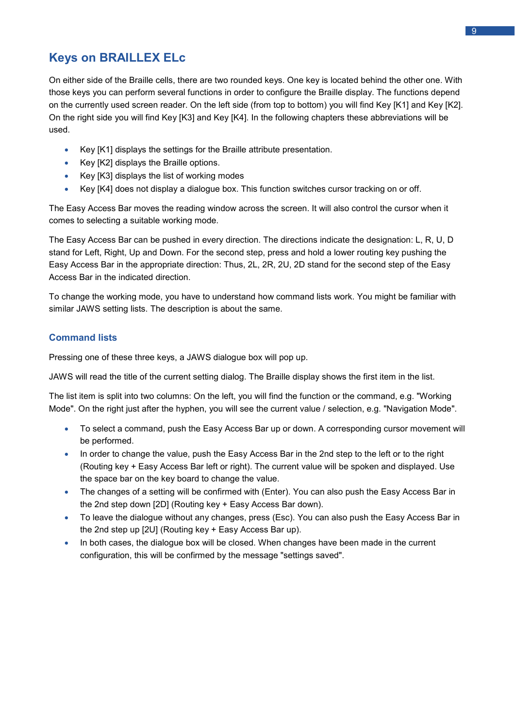## Keys on BRAILLEX ELc

On either side of the Braille cells, there are two rounded keys. One key is located behind the other one. With those keys you can perform several functions in order to configure the Braille display. The functions depend on the currently used screen reader. On the left side (from top to bottom) you will find Key [K1] and Key [K2]. On the right side you will find Key [K3] and Key [K4]. In the following chapters these abbreviations will be used.

- Key [K1] displays the settings for the Braille attribute presentation.
- Key [K2] displays the Braille options.
- Key [K3] displays the list of working modes
- Key [K4] does not display a dialogue box. This function switches cursor tracking on or off.

The Easy Access Bar moves the reading window across the screen. It will also control the cursor when it comes to selecting a suitable working mode.

The Easy Access Bar can be pushed in every direction. The directions indicate the designation: L, R, U, D stand for Left, Right, Up and Down. For the second step, press and hold a lower routing key pushing the Easy Access Bar in the appropriate direction: Thus, 2L, 2R, 2U, 2D stand for the second step of the Easy Access Bar in the indicated direction.

To change the working mode, you have to understand how command lists work. You might be familiar with similar JAWS setting lists. The description is about the same.

### Command lists

Pressing one of these three keys, a JAWS dialogue box will pop up.

JAWS will read the title of the current setting dialog. The Braille display shows the first item in the list.

The list item is split into two columns: On the left, you will find the function or the command, e.g. "Working Mode". On the right just after the hyphen, you will see the current value / selection, e.g. "Navigation Mode".

- To select a command, push the Easy Access Bar up or down. A corresponding cursor movement will be performed.
- In order to change the value, push the Easy Access Bar in the 2nd step to the left or to the right (Routing key + Easy Access Bar left or right). The current value will be spoken and displayed. Use the space bar on the key board to change the value.
- The changes of a setting will be confirmed with (Enter). You can also push the Easy Access Bar in the 2nd step down [2D] (Routing key + Easy Access Bar down).
- To leave the dialogue without any changes, press (Esc). You can also push the Easy Access Bar in the 2nd step up [2U] (Routing key + Easy Access Bar up).
- In both cases, the dialogue box will be closed. When changes have been made in the current configuration, this will be confirmed by the message "settings saved".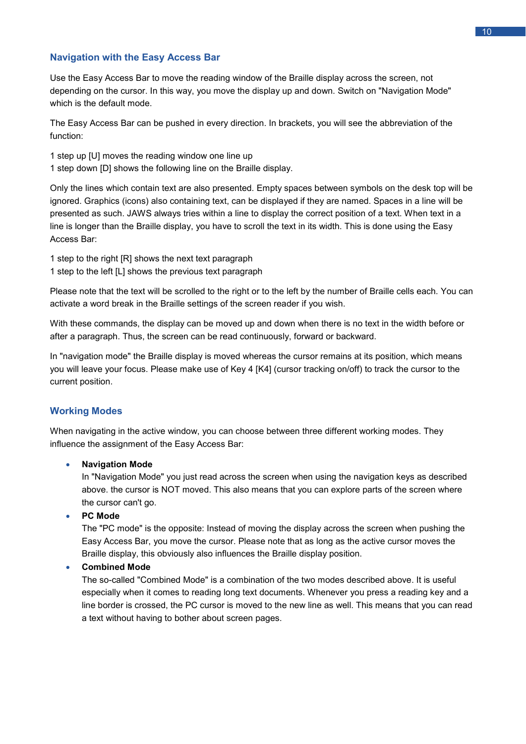## Navigation with the Easy Access Bar

Use the Easy Access Bar to move the reading window of the Braille display across the screen, not depending on the cursor. In this way, you move the display up and down. Switch on "Navigation Mode" which is the default mode.

The Easy Access Bar can be pushed in every direction. In brackets, you will see the abbreviation of the function:

1 step up [U] moves the reading window one line up
1 step down [D] shows the following line on the Braille display.

Only the lines which contain text are also presented. Empty spaces between symbols on the desk top will be ignored. Graphics (icons) also containing text, can be displayed if they are named. Spaces in a line will be presented as such. JAWS always tries within a line to display the correct position of a text. When text in a line is longer than the Braille display, you have to scroll the text in its width. This is done using the Easy Access Bar:

1 step to the right [R] shows the next text paragraph
1 step to the left [L] shows the previous text paragraph

Please note that the text will be scrolled to the right or to the left by the number of Braille cells each. You can activate a word break in the Braille settings of the screen reader if you wish.

With these commands, the display can be moved up and down when there is no text in the width before or after a paragraph. Thus, the screen can be read continuously, forward or backward.

In "navigation mode" the Braille display is moved whereas the cursor remains at its position, which means you will leave your focus. Please make use of Key 4 [K4] (cursor tracking on/off) to track the cursor to the current position.

## Working Modes

When navigating in the active window, you can choose between three different working modes. They influence the assignment of the Easy Access Bar:

- **Navigation Mode**
  In "Navigation Mode" you just read across the screen when using the navigation keys as described above. the cursor is NOT moved. This also means that you can explore parts of the screen where the cursor can't go.
- **PC Mode**
  The "PC mode" is the opposite: Instead of moving the display across the screen when pushing the Easy Access Bar, you move the cursor. Please note that as long as the active cursor moves the Braille display, this obviously also influences the Braille display position.
- **Combined Mode**
  The so-called "Combined Mode" is a combination of the two modes described above. It is useful especially when it comes to reading long text documents. Whenever you press a reading key and a line border is crossed, the PC cursor is moved to the new line as well. This means that you can read a text without having to bother about screen pages.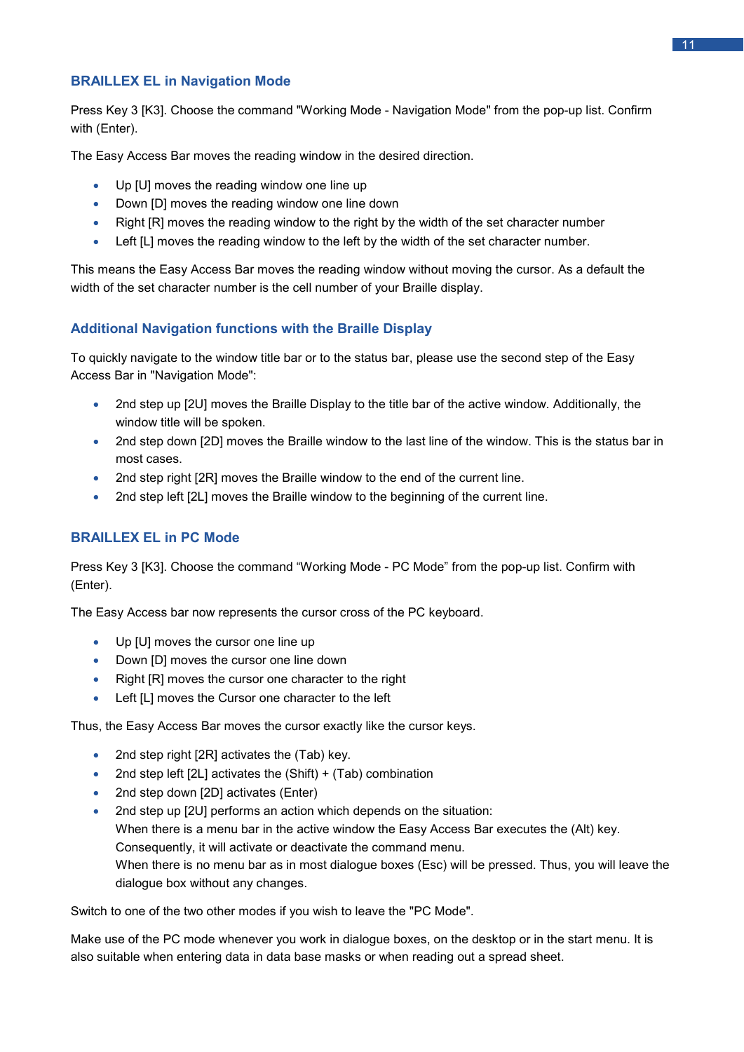## BRAILLEX EL in Navigation Mode

Press Key 3 [K3]. Choose the command "Working Mode - Navigation Mode" from the pop-up list. Confirm with (Enter).

The Easy Access Bar moves the reading window in the desired direction.

- Up [U] moves the reading window one line up
- Down [D] moves the reading window one line down
- Right [R] moves the reading window to the right by the width of the set character number
- Left [L] moves the reading window to the left by the width of the set character number.

This means the Easy Access Bar moves the reading window without moving the cursor. As a default the width of the set character number is the cell number of your Braille display.

## Additional Navigation functions with the Braille Display

To quickly navigate to the window title bar or to the status bar, please use the second step of the Easy Access Bar in "Navigation Mode":

- 2nd step up [2U] moves the Braille Display to the title bar of the active window. Additionally, the window title will be spoken.
- 2nd step down [2D] moves the Braille window to the last line of the window. This is the status bar in most cases.
- 2nd step right [2R] moves the Braille window to the end of the current line.
- 2nd step left [2L] moves the Braille window to the beginning of the current line.

## BRAILLEX EL in PC Mode

Press Key 3 [K3]. Choose the command “Working Mode - PC Mode” from the pop-up list. Confirm with (Enter).

The Easy Access bar now represents the cursor cross of the PC keyboard.

- Up [U] moves the cursor one line up
- Down [D] moves the cursor one line down
- Right [R] moves the cursor one character to the right
- Left [L] moves the Cursor one character to the left

Thus, the Easy Access Bar moves the cursor exactly like the cursor keys.

- 2nd step right [2R] activates the (Tab) key.
- 2nd step left [2L] activates the (Shift) + (Tab) combination
- 2nd step down [2D] activates (Enter)
- 2nd step up [2U] performs an action which depends on the situation:
  When there is a menu bar in the active window the Easy Access Bar executes the (Alt) key. Consequently, it will activate or deactivate the command menu.
  When there is no menu bar as in most dialogue boxes (Esc) will be pressed. Thus, you will leave the dialogue box without any changes.

Switch to one of the two other modes if you wish to leave the "PC Mode".

Make use of the PC mode whenever you work in dialogue boxes, on the desktop or in the start menu. It is also suitable when entering data in data base masks or when reading out a spread sheet.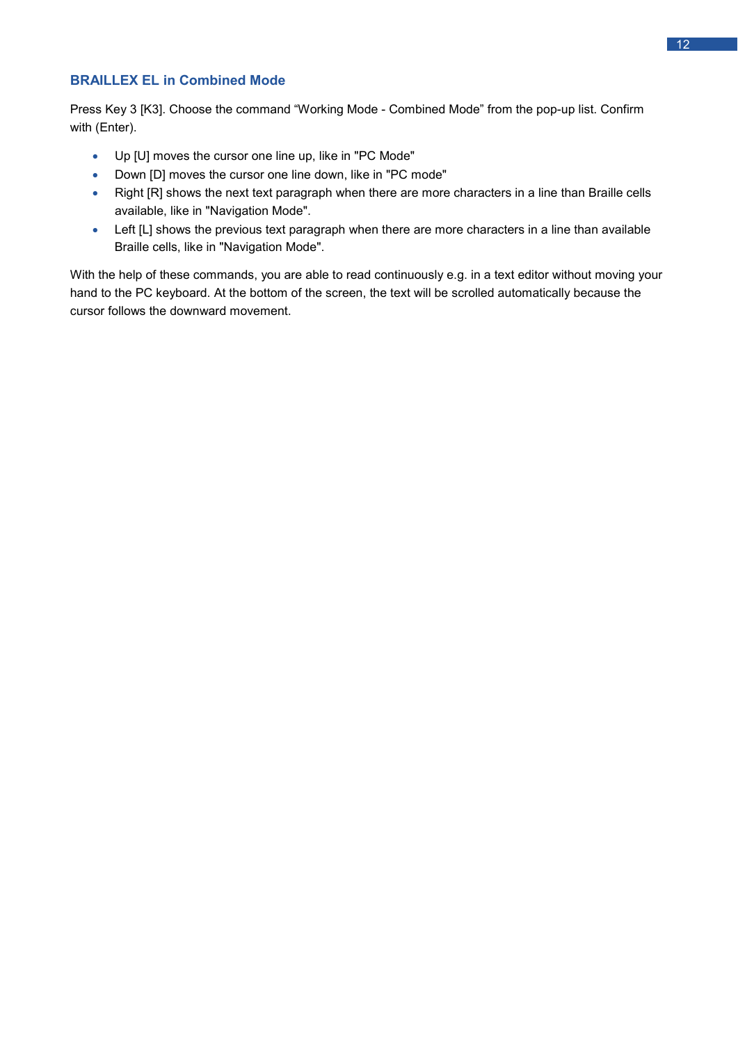## BRAILLEX EL in Combined Mode

Press Key 3 [K3]. Choose the command “Working Mode - Combined Mode” from the pop-up list. Confirm with (Enter).

- Up [U] moves the cursor one line up, like in "PC Mode"
- Down [D] moves the cursor one line down, like in "PC mode"
- Right [R] shows the next text paragraph when there are more characters in a line than Braille cells available, like in "Navigation Mode".
- Left [L] shows the previous text paragraph when there are more characters in a line than available Braille cells, like in "Navigation Mode".

With the help of these commands, you are able to read continuously e.g. in a text editor without moving your hand to the PC keyboard. At the bottom of the screen, the text will be scrolled automatically because the cursor follows the downward movement.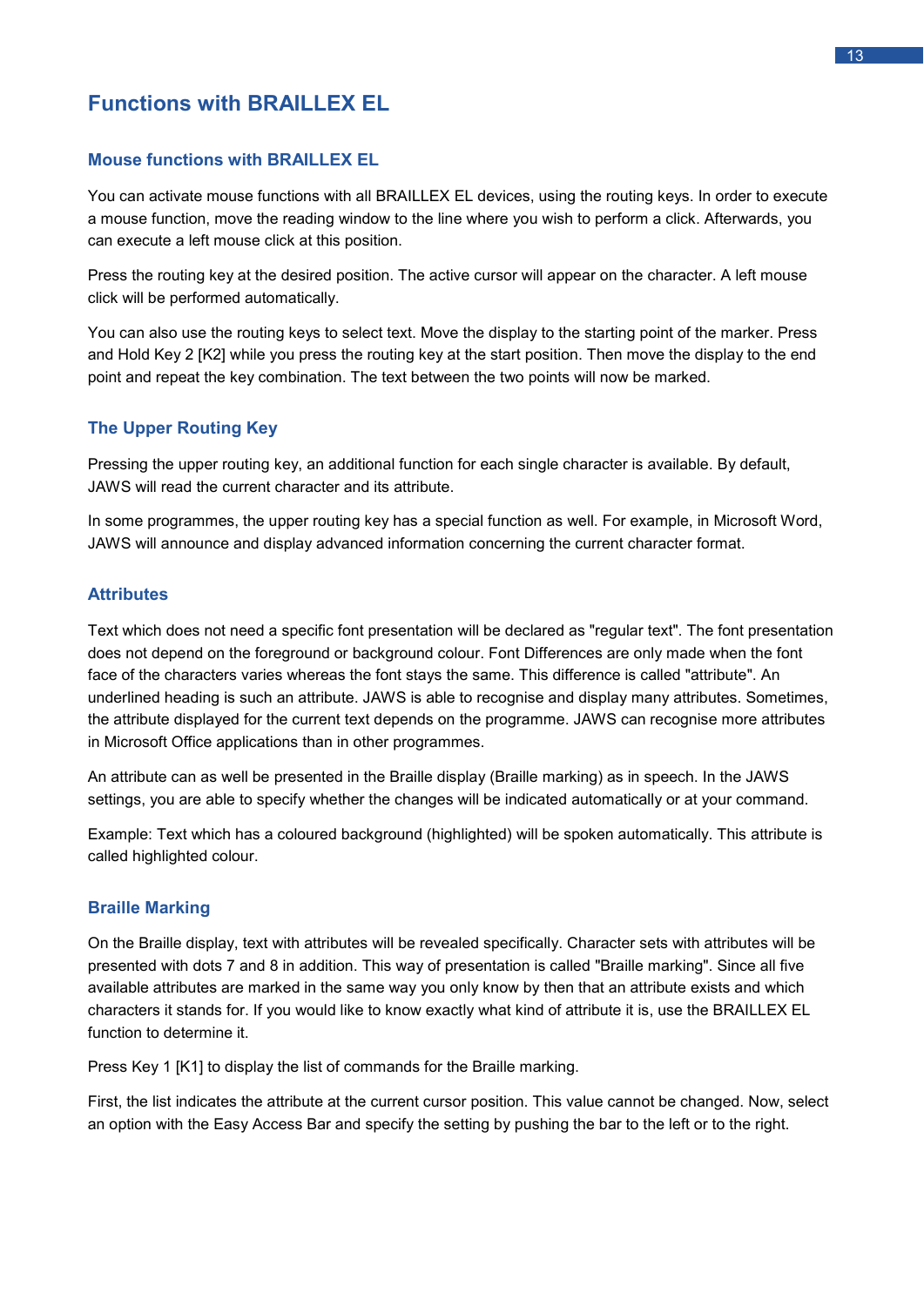# Functions with BRAILLEX EL

## Mouse functions with BRAILLEX EL

You can activate mouse functions with all BRAILLEX EL devices, using the routing keys. In order to execute a mouse function, move the reading window to the line where you wish to perform a click. Afterwards, you can execute a left mouse click at this position.

Press the routing key at the desired position. The active cursor will appear on the character. A left mouse click will be performed automatically.

You can also use the routing keys to select text. Move the display to the starting point of the marker. Press and Hold Key 2 [K2] while you press the routing key at the start position. Then move the display to the end point and repeat the key combination. The text between the two points will now be marked.

## The Upper Routing Key

Pressing the upper routing key, an additional function for each single character is available. By default, JAWS will read the current character and its attribute.

In some programmes, the upper routing key has a special function as well. For example, in Microsoft Word, JAWS will announce and display advanced information concerning the current character format.

## Attributes

Text which does not need a specific font presentation will be declared as "regular text". The font presentation does not depend on the foreground or background colour. Font Differences are only made when the font face of the characters varies whereas the font stays the same. This difference is called "attribute". An underlined heading is such an attribute. JAWS is able to recognise and display many attributes. Sometimes, the attribute displayed for the current text depends on the programme. JAWS can recognise more attributes in Microsoft Office applications than in other programmes.

An attribute can as well be presented in the Braille display (Braille marking) as in speech. In the JAWS settings, you are able to specify whether the changes will be indicated automatically or at your command.

Example: Text which has a coloured background (highlighted) will be spoken automatically. This attribute is called highlighted colour.

## Braille Marking

On the Braille display, text with attributes will be revealed specifically. Character sets with attributes will be presented with dots 7 and 8 in addition. This way of presentation is called "Braille marking". Since all five available attributes are marked in the same way you only know by then that an attribute exists and which characters it stands for. If you would like to know exactly what kind of attribute it is, use the BRAILLEX EL function to determine it.

Press Key 1 [K1] to display the list of commands for the Braille marking.

First, the list indicates the attribute at the current cursor position. This value cannot be changed. Now, select an option with the Easy Access Bar and specify the setting by pushing the bar to the left or to the right.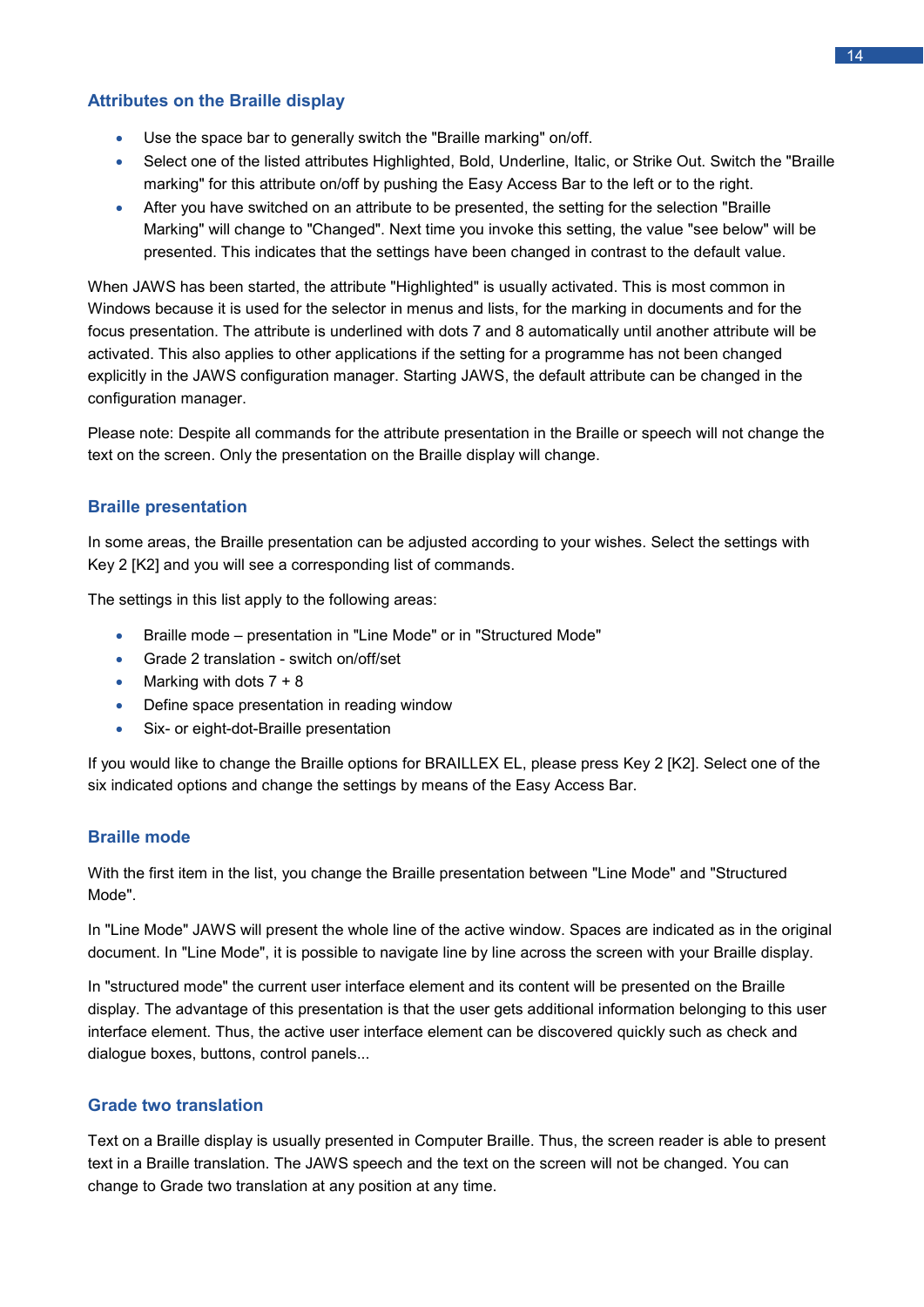### Attributes on the Braille display

- Use the space bar to generally switch the "Braille marking" on/off.
- Select one of the listed attributes Highlighted, Bold, Underline, Italic, or Strike Out. Switch the "Braille marking" for this attribute on/off by pushing the Easy Access Bar to the left or to the right.
- After you have switched on an attribute to be presented, the setting for the selection "Braille Marking" will change to "Changed". Next time you invoke this setting, the value "see below" will be presented. This indicates that the settings have been changed in contrast to the default value.

When JAWS has been started, the attribute "Highlighted" is usually activated. This is most common in Windows because it is used for the selector in menus and lists, for the marking in documents and for the focus presentation. The attribute is underlined with dots 7 and 8 automatically until another attribute will be activated. This also applies to other applications if the setting for a programme has not been changed explicitly in the JAWS configuration manager. Starting JAWS, the default attribute can be changed in the configuration manager.

Please note: Despite all commands for the attribute presentation in the Braille or speech will not change the text on the screen. Only the presentation on the Braille display will change.

### Braille presentation

In some areas, the Braille presentation can be adjusted according to your wishes. Select the settings with Key 2 [K2] and you will see a corresponding list of commands.

The settings in this list apply to the following areas:

- Braille mode – presentation in "Line Mode" or in "Structured Mode"
- Grade 2 translation - switch on/off/set
- Marking with dots 7 + 8
- Define space presentation in reading window
- Six- or eight-dot-Braille presentation

If you would like to change the Braille options for BRAILLEX EL, please press Key 2 [K2]. Select one of the six indicated options and change the settings by means of the Easy Access Bar.

### Braille mode

With the first item in the list, you change the Braille presentation between "Line Mode" and "Structured Mode".

In "Line Mode" JAWS will present the whole line of the active window. Spaces are indicated as in the original document. In "Line Mode", it is possible to navigate line by line across the screen with your Braille display.

In "structured mode" the current user interface element and its content will be presented on the Braille display. The advantage of this presentation is that the user gets additional information belonging to this user interface element. Thus, the active user interface element can be discovered quickly such as check and dialogue boxes, buttons, control panels...

### Grade two translation

Text on a Braille display is usually presented in Computer Braille. Thus, the screen reader is able to present text in a Braille translation. The JAWS speech and the text on the screen will not be changed. You can change to Grade two translation at any position at any time.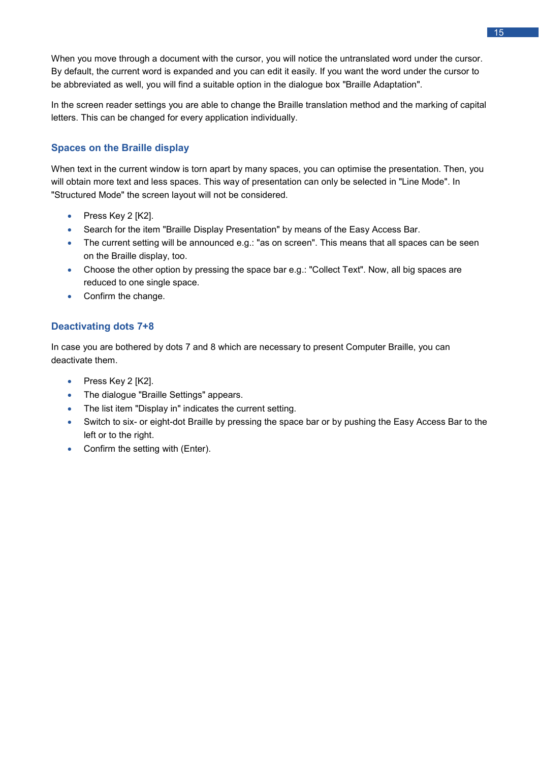When you move through a document with the cursor, you will notice the untranslated word under the cursor. By default, the current word is expanded and you can edit it easily. If you want the word under the cursor to be abbreviated as well, you will find a suitable option in the dialogue box "Braille Adaptation".

In the screen reader settings you are able to change the Braille translation method and the marking of capital letters. This can be changed for every application individually.

### Spaces on the Braille display

When text in the current window is torn apart by many spaces, you can optimise the presentation. Then, you will obtain more text and less spaces. This way of presentation can only be selected in "Line Mode". In "Structured Mode" the screen layout will not be considered.

- Press Key 2 [K2].
- Search for the item "Braille Display Presentation" by means of the Easy Access Bar.
- The current setting will be announced e.g.: "as on screen". This means that all spaces can be seen on the Braille display, too.
- Choose the other option by pressing the space bar e.g.: "Collect Text". Now, all big spaces are reduced to one single space.
- Confirm the change.

### Deactivating dots 7+8

In case you are bothered by dots 7 and 8 which are necessary to present Computer Braille, you can deactivate them.

- Press Key 2 [K2].
- The dialogue "Braille Settings" appears.
- The list item "Display in" indicates the current setting.
- Switch to six- or eight-dot Braille by pressing the space bar or by pushing the Easy Access Bar to the left or to the right.
- Confirm the setting with (Enter).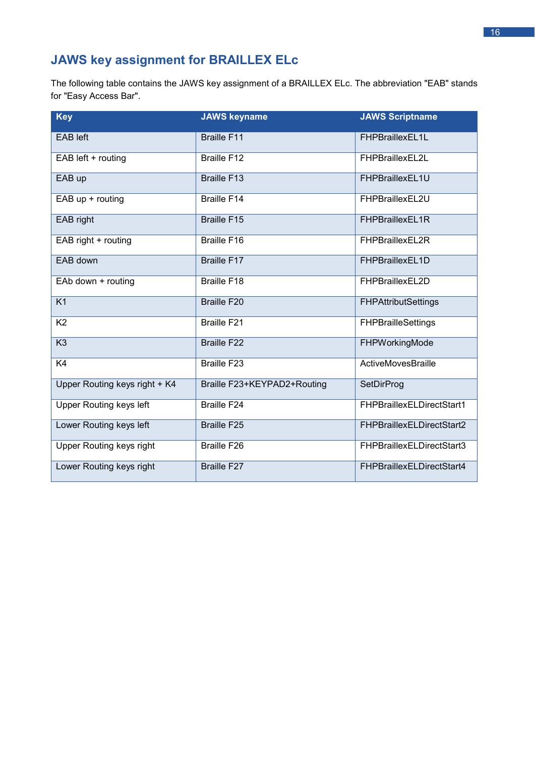## JAWS key assignment for BRAILLEX ELc

The following table contains the JAWS key assignment of a BRAILLEX ELc. The abbreviation "EAB" stands for "Easy Access Bar".

| Key | JAWS keyname | JAWS Scriptname |
|---|---|---|
| EAB left | Braille F11 | FHPBraillexEL1L |
| EAB left + routing | Braille F12 | FHPBraillexEL2L |
| EAB up | Braille F13 | FHPBraillexEL1U |
| EAB up + routing | Braille F14 | FHPBraillexEL2U |
| EAB right | Braille F15 | FHPBraillexEL1R |
| EAB right + routing | Braille F16 | FHPBraillexEL2R |
| EAB down | Braille F17 | FHPBraillexEL1D |
| EAb down + routing | Braille F18 | FHPBraillexEL2D |
| K1 | Braille F20 | FHPAttributSettings |
| K2 | Braille F21 | FHPBrailleSettings |
| K3 | Braille F22 | FHPWorkingMode |
| K4 | Braille F23 | ActiveMovesBraille |
| Upper Routing keys right + K4 | Braille F23+KEYPAD2+Routing | SetDirProg |
| Upper Routing keys left | Braille F24 | FHPBraillexELDirectStart1 |
| Lower Routing keys left | Braille F25 | FHPBraillexELDirectStart2 |
| Upper Routing keys right | Braille F26 | FHPBraillexELDirectStart3 |
| Lower Routing keys right | Braille F27 | FHPBraillexELDirectStart4 |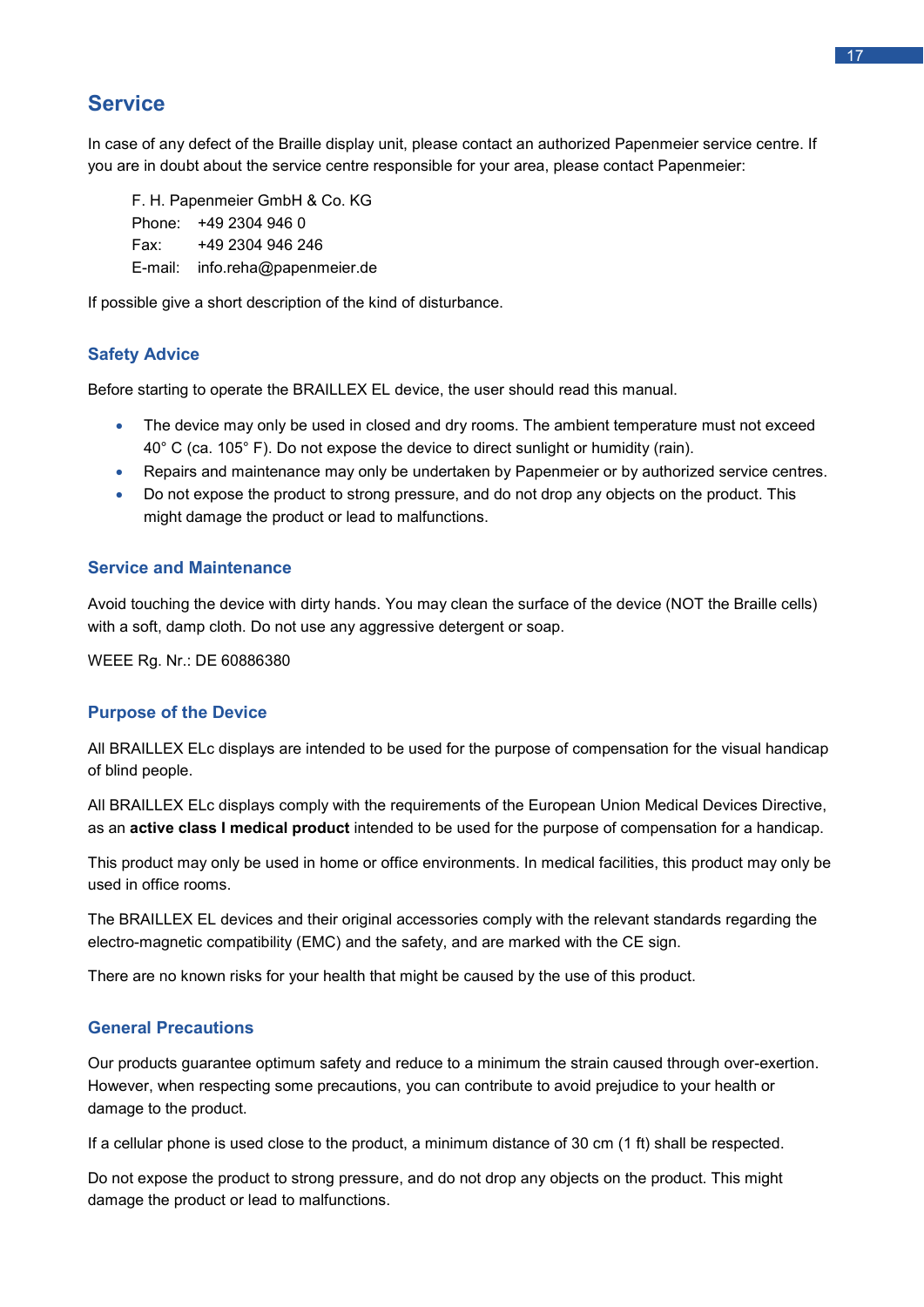## Service

In case of any defect of the Braille display unit, please contact an authorized Papenmeier service centre. If you are in doubt about the service centre responsible for your area, please contact Papenmeier:

F. H. Papenmeier GmbH & Co. KG
Phone: +49 2304 946 0
Fax: +49 2304 946 246
E-mail: info.reha@papenmeier.de

If possible give a short description of the kind of disturbance.

### Safety Advice

Before starting to operate the BRAILLEX EL device, the user should read this manual.

- The device may only be used in closed and dry rooms. The ambient temperature must not exceed 40° C (ca. 105° F). Do not expose the device to direct sunlight or humidity (rain).
- Repairs and maintenance may only be undertaken by Papenmeier or by authorized service centres.
- Do not expose the product to strong pressure, and do not drop any objects on the product. This might damage the product or lead to malfunctions.

### Service and Maintenance

Avoid touching the device with dirty hands. You may clean the surface of the device (NOT the Braille cells) with a soft, damp cloth. Do not use any aggressive detergent or soap.

WEEE Rg. Nr.: DE 60886380

### Purpose of the Device

All BRAILLEX ELc displays are intended to be used for the purpose of compensation for the visual handicap of blind people.

All BRAILLEX ELc displays comply with the requirements of the European Union Medical Devices Directive, as an **active class I medical product** intended to be used for the purpose of compensation for a handicap.

This product may only be used in home or office environments. In medical facilities, this product may only be used in office rooms.

The BRAILLEX EL devices and their original accessories comply with the relevant standards regarding the electro-magnetic compatibility (EMC) and the safety, and are marked with the CE sign.

There are no known risks for your health that might be caused by the use of this product.

### General Precautions

Our products guarantee optimum safety and reduce to a minimum the strain caused through over-exertion. However, when respecting some precautions, you can contribute to avoid prejudice to your health or damage to the product.

If a cellular phone is used close to the product, a minimum distance of 30 cm (1 ft) shall be respected.

Do not expose the product to strong pressure, and do not drop any objects on the product. This might damage the product or lead to malfunctions.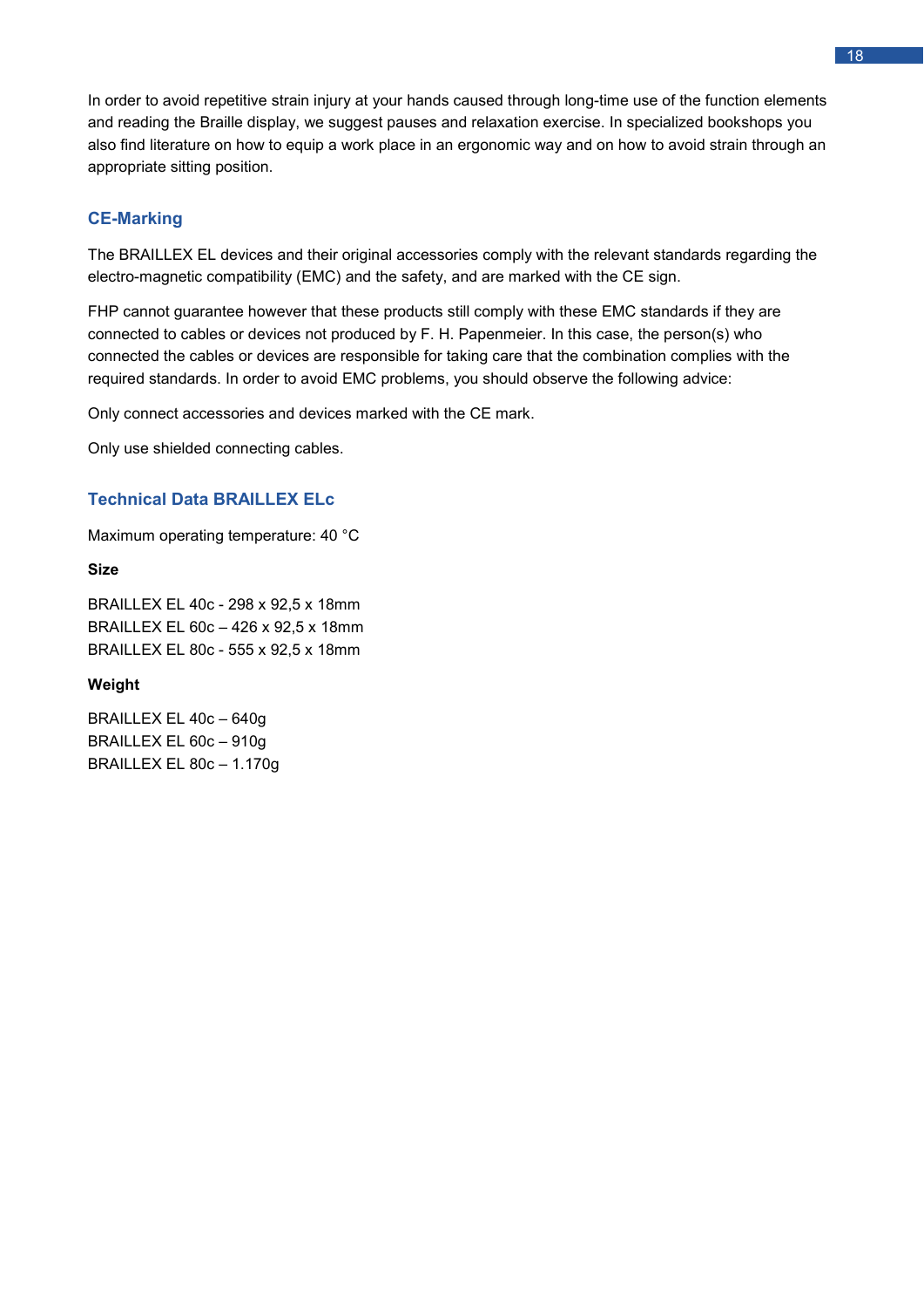In order to avoid repetitive strain injury at your hands caused through long-time use of the function elements and reading the Braille display, we suggest pauses and relaxation exercise. In specialized bookshops you also find literature on how to equip a work place in an ergonomic way and on how to avoid strain through an appropriate sitting position.

## CE-Marking

The BRAILLEX EL devices and their original accessories comply with the relevant standards regarding the electro-magnetic compatibility (EMC) and the safety, and are marked with the CE sign.

FHP cannot guarantee however that these products still comply with these EMC standards if they are connected to cables or devices not produced by F. H. Papenmeier. In this case, the person(s) who connected the cables or devices are responsible for taking care that the combination complies with the required standards. In order to avoid EMC problems, you should observe the following advice:

Only connect accessories and devices marked with the CE mark.

Only use shielded connecting cables.

## Technical Data BRAILLEX ELc

Maximum operating temperature: 40 °C

**Size**

BRAILLEX EL 40c - 298 x 92,5 x 18mm
BRAILLEX EL 60c – 426 x 92,5 x 18mm
BRAILLEX EL 80c - 555 x 92,5 x 18mm

**Weight**

BRAILLEX EL 40c – 640g
BRAILLEX EL 60c – 910g
BRAILLEX EL 80c – 1.170g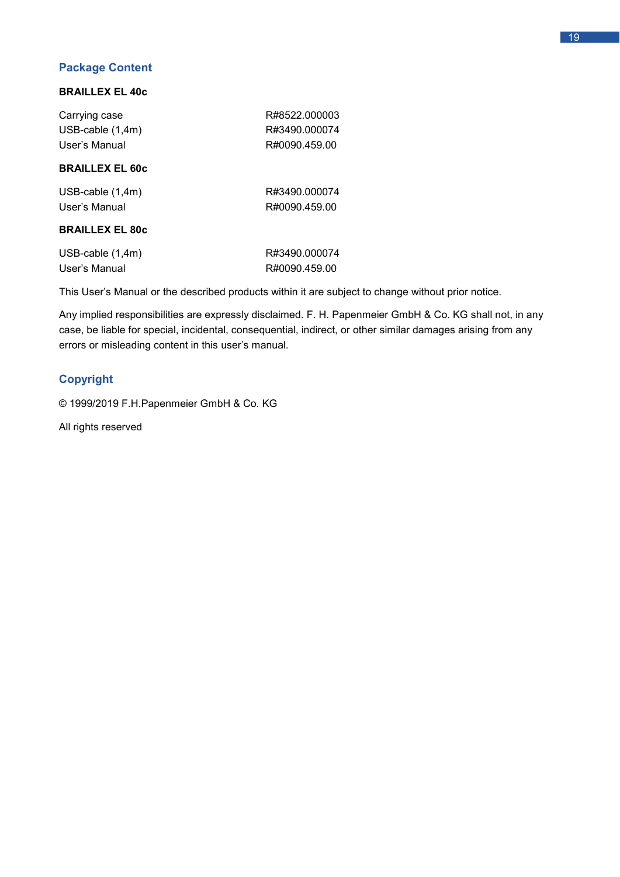## Package Content

### BRAILLEX EL 40c

| | |
|---|---|
| Carrying case | R#8522.000003 |
| USB-cable (1,4m) | R#3490.000074 |
| User's Manual | R#0090.459.00 |

### BRAILLEX EL 60c

| | |
|---|---|
| USB-cable (1,4m) | R#3490.000074 |
| User's Manual | R#0090.459.00 |

### BRAILLEX EL 80c

| | |
|---|---|
| USB-cable (1,4m) | R#3490.000074 |
| User's Manual | R#0090.459.00 |

This User's Manual or the described products within it are subject to change without prior notice.

Any implied responsibilities are expressly disclaimed. F. H. Papenmeier GmbH & Co. KG shall not, in any case, be liable for special, incidental, consequential, indirect, or other similar damages arising from any errors or misleading content in this user's manual.

## Copyright

© 1999/2019 F.H.Papenmeier GmbH & Co. KG

All rights reserved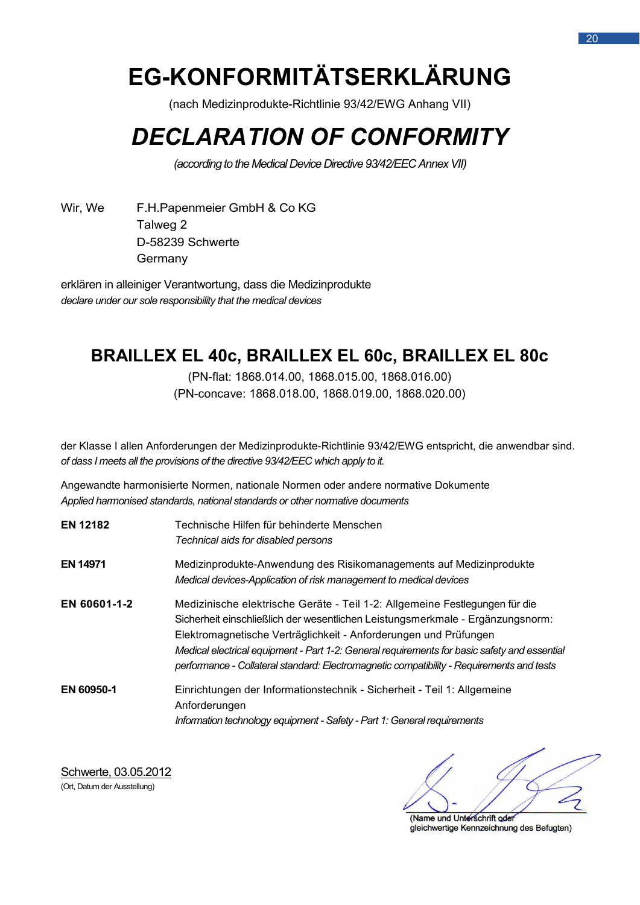# EG-KONFORMITÄTSERKLÄRUNG

(nach Medizinprodukte-Richtlinie 93/42/EWG Anhang VII)

# *DECLARATION OF CONFORMITY*

*(according to the Medical Device Directive 93/42/EEC Annex VII)*

Wir, We F.H.Papenmeier GmbH & Co KG
Talweg 2
D-58239 Schwerte
Germany

erklären in alleiniger Verantwortung, dass die Medizinprodukte
*declare under our sole responsibility that the medical devices*

## BRAILLEX EL 40c, BRAILLEX EL 60c, BRAILLEX EL 80c

(PN-flat: 1868.014.00, 1868.015.00, 1868.016.00)
(PN-concave: 1868.018.00, 1868.019.00, 1868.020.00)

der Klasse I allen Anforderungen der Medizinprodukte-Richtlinie 93/42/EWG entspricht, die anwendbar sind.
*of dass I meets all the provisions of the directive 93/42/EEC which apply to it.*

Angewandte harmonisierte Normen, nationale Normen oder andere normative Dokumente
*Applied harmonised standards, national standards or other normative documents*

| | |
|---|---|
| **EN 12182** | Technische Hilfen für behinderte Menschen<br>*Technical aids for disabled persons* |
| **EN 14971** | Medizinprodukte-Anwendung des Risikomanagements auf Medizinprodukte<br>*Medical devices-Application of risk management to medical devices* |
| **EN 60601-1-2** | Medizinische elektrische Geräte - Teil 1-2: Allgemeine Festlegungen für die Sicherheit einschließlich der wesentlichen Leistungsmerkmale - Ergänzungsnorm: Elektromagnetische Verträglichkeit - Anforderungen und Prüfungen<br>*Medical electrical equipment - Part 1-2: General requirements for basic safety and essential performance - Collateral standard: Electromagnetic compatibility - Requirements and tests* |
| **EN 60950-1** | Einrichtungen der Informationstechnik - Sicherheit - Teil 1: Allgemeine Anforderungen<br>*Information technology equipment - Safety - Part 1: General requirements* |

Schwerte, 03.05.2012
(Ort, Datum der Ausstellung)

(Name und Unterschrift oder gleichwertige Kennzeichnung des Befugten)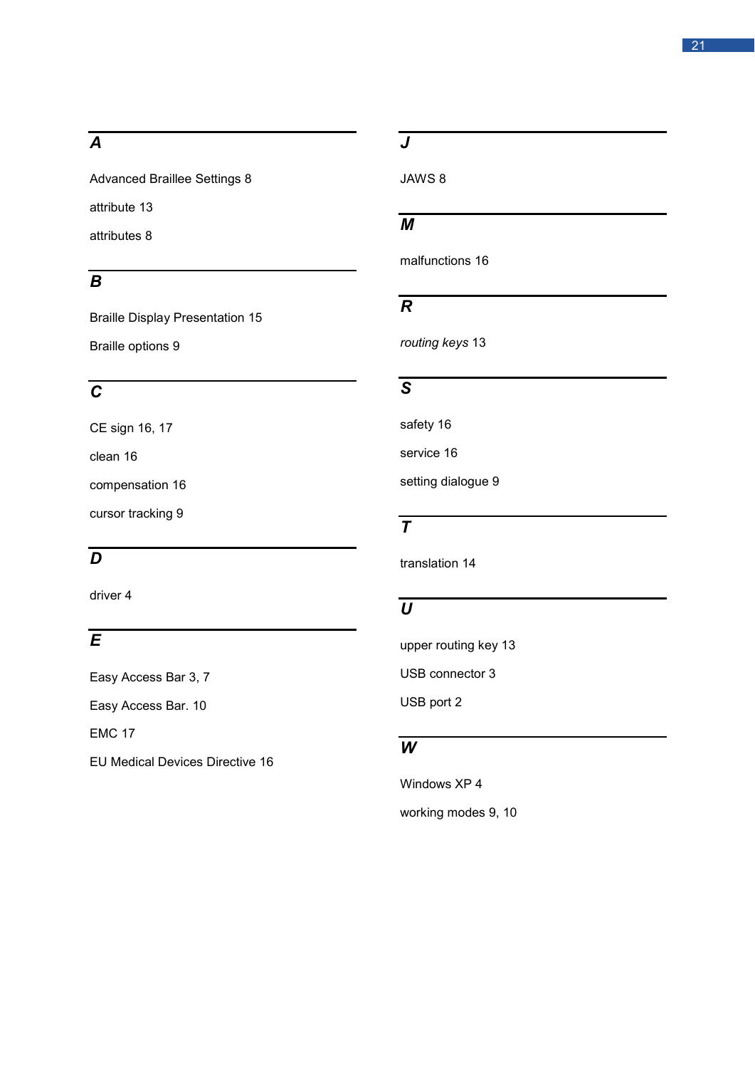### *A*

Advanced Braillee Settings 8

attribute 13

attributes 8

### *B*

Braille Display Presentation 15

Braille options 9

### *C*

CE sign 16, 17

clean 16

compensation 16

cursor tracking 9

### *D*

driver 4

### *E*

Easy Access Bar 3, 7

Easy Access Bar. 10

EMC 17

EU Medical Devices Directive 16

### *J*

JAWS 8

### *M*

malfunctions 16

### *R*

*routing keys* 13

### *S*

safety 16

service 16

setting dialogue 9

### *T*

translation 14

### *U*

upper routing key 13

USB connector 3

USB port 2

### *W*

Windows XP 4

working modes 9, 10